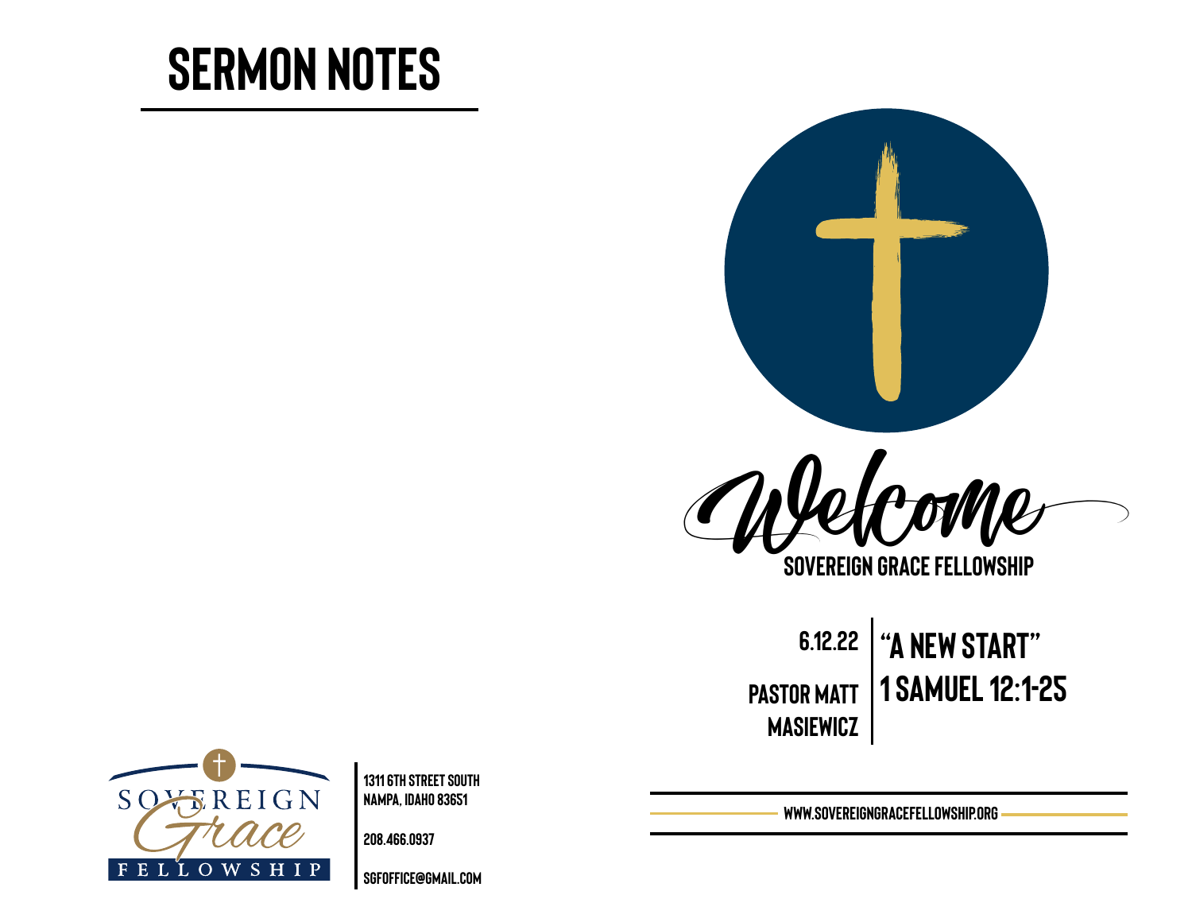# SERMON NOTES

Welcome

SOVEREIGN GRACE FELLOWSHIP

6.12.22

PASTOR MATT MASIEWICZ

## "A NEW START"

## 1 SAMUEL 12:1-25

SOVEREIGN Grace FELLOWSHIP

1311 6TH STREET SOUTH
NAMPA, IDAHO 83651

208.466.0937

SGFOFFICE@GMAIL.COM

WWW.SOVEREIGNGRACEFELLOWSHIP.ORG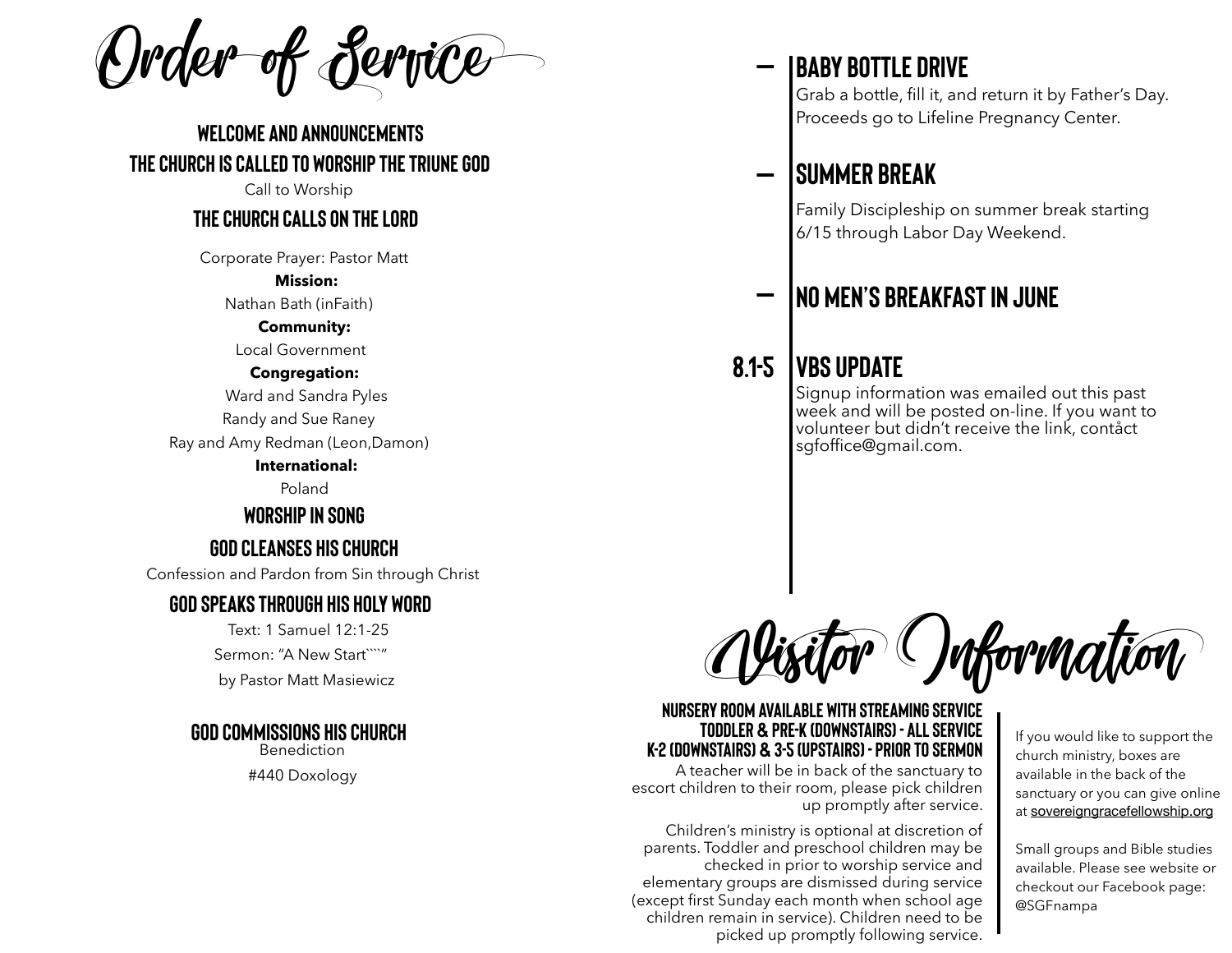# Order of Service

### WELCOME AND ANNOUNCEMENTS

### THE CHURCH IS CALLED TO WORSHIP THE TRIUNE GOD

Call to Worship

### THE CHURCH CALLS ON THE LORD

Corporate Prayer: Pastor Matt

**Mission:**

Nathan Bath (inFaith)

**Community:**

Local Government

**Congregation:**

Ward and Sandra Pyles

Randy and Sue Raney

Ray and Amy Redman (Leon,Damon)

**International:**

Poland

### WORSHIP IN SONG

### GOD CLEANSES HIS CHURCH

Confession and Pardon from Sin through Christ

### GOD SPEAKS THROUGH HIS HOLY WORD

Text: 1 Samuel 12:1-25

Sermon: “A New Start````”

by Pastor Matt Masiewicz

### GOD COMMISSIONS HIS CHURCH

Benediction

#440 Doxology

---

– **BABY BOTTLE DRIVE**

Grab a bottle, fill it, and return it by Father’s Day. Proceeds go to Lifeline Pregnancy Center.

– **SUMMER BREAK**

Family Discipleship on summer break starting 6/15 through Labor Day Weekend.

– **NO MEN’S BREAKFAST IN JUNE**

8.1-5 **VBS UPDATE**

Signup information was emailed out this past week and will be posted on-line. If you want to volunteer but didn’t receive the link, contåct sgfoffice@gmail.com.

# Visitor Information

**NURSERY ROOM AVAILABLE WITH STREAMING SERVICE**
**TODDLER & PRE-K (DOWNSTAIRS) - ALL SERVICE**
**K-2 (DOWNSTAIRS) & 3-5 (UPSTAIRS) - PRIOR TO SERMON**

A teacher will be in back of the sanctuary to escort children to their room, please pick children up promptly after service.

Children’s ministry is optional at discretion of parents. Toddler and preschool children may be checked in prior to worship service and elementary groups are dismissed during service (except first Sunday each month when school age children remain in service). Children need to be picked up promptly following service.

If you would like to support the church ministry, boxes are available in the back of the sanctuary or you can give online at sovereigngracefellowship.org

Small groups and Bible studies available. Please see website or checkout our Facebook page: @SGFnampa